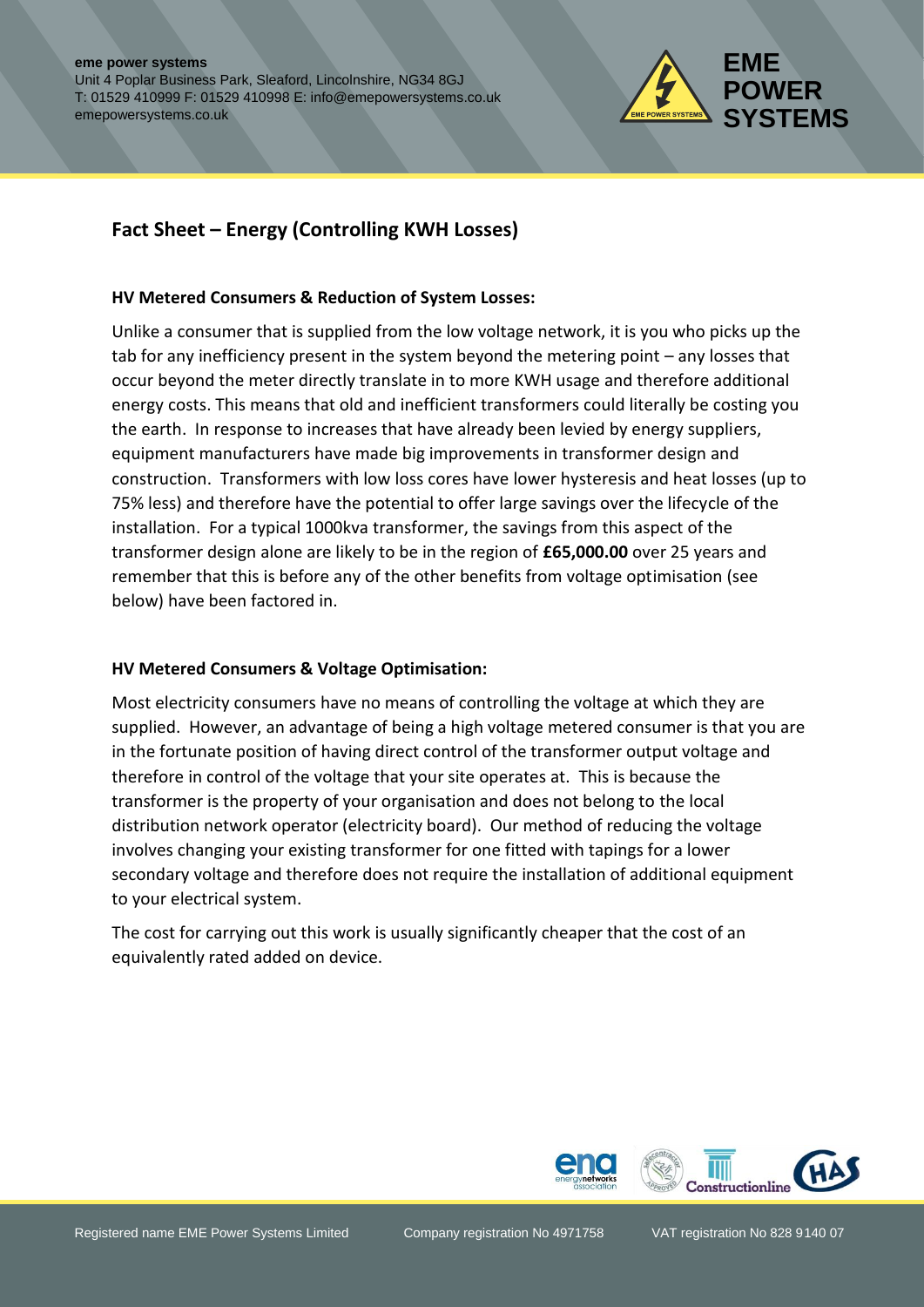eme power systems
Unit 4 Poplar Business Park, Sleaford, Lincolnshire, NG34 8GJ
T: 01529 410999 F: 01529 410998 E: info@emepowersystems.co.uk
emepowersystems.co.uk

EME POWER SYSTEMS

## Fact Sheet – Energy (Controlling KWH Losses)

### HV Metered Consumers & Reduction of System Losses:

Unlike a consumer that is supplied from the low voltage network, it is you who picks up the tab for any inefficiency present in the system beyond the metering point – any losses that occur beyond the meter directly translate in to more KWH usage and therefore additional energy costs. This means that old and inefficient transformers could literally be costing you the earth. In response to increases that have already been levied by energy suppliers, equipment manufacturers have made big improvements in transformer design and construction. Transformers with low loss cores have lower hysteresis and heat losses (up to 75% less) and therefore have the potential to offer large savings over the lifecycle of the installation. For a typical 1000kva transformer, the savings from this aspect of the transformer design alone are likely to be in the region of **£65,000.00** over 25 years and remember that this is before any of the other benefits from voltage optimisation (see below) have been factored in.

### HV Metered Consumers & Voltage Optimisation:

Most electricity consumers have no means of controlling the voltage at which they are supplied. However, an advantage of being a high voltage metered consumer is that you are in the fortunate position of having direct control of the transformer output voltage and therefore in control of the voltage that your site operates at. This is because the transformer is the property of your organisation and does not belong to the local distribution network operator (electricity board). Our method of reducing the voltage involves changing your existing transformer for one fitted with tapings for a lower secondary voltage and therefore does not require the installation of additional equipment to your electrical system.

The cost for carrying out this work is usually significantly cheaper that the cost of an equivalently rated added on device.

Registered name EME Power Systems Limited Company registration No 4971758 VAT registration No 828 9140 07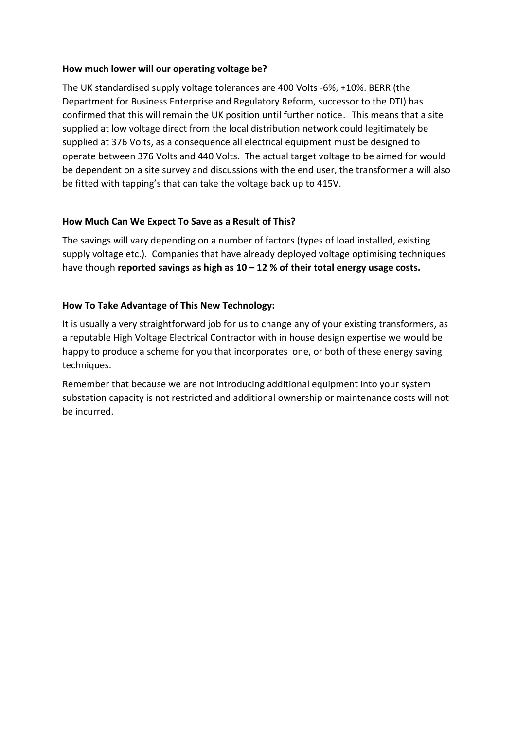**How much lower will our operating voltage be?**

The UK standardised supply voltage tolerances are 400 Volts -6%, +10%. BERR (the Department for Business Enterprise and Regulatory Reform, successor to the DTI) has confirmed that this will remain the UK position until further notice. This means that a site supplied at low voltage direct from the local distribution network could legitimately be supplied at 376 Volts, as a consequence all electrical equipment must be designed to operate between 376 Volts and 440 Volts. The actual target voltage to be aimed for would be dependent on a site survey and discussions with the end user, the transformer a will also be fitted with tapping's that can take the voltage back up to 415V.

**How Much Can We Expect To Save as a Result of This?**

The savings will vary depending on a number of factors (types of load installed, existing supply voltage etc.). Companies that have already deployed voltage optimising techniques have though **reported savings as high as 10 – 12 % of their total energy usage costs.**

**How To Take Advantage of This New Technology:**

It is usually a very straightforward job for us to change any of your existing transformers, as a reputable High Voltage Electrical Contractor with in house design expertise we would be happy to produce a scheme for you that incorporates one, or both of these energy saving techniques.

Remember that because we are not introducing additional equipment into your system substation capacity is not restricted and additional ownership or maintenance costs will not be incurred.